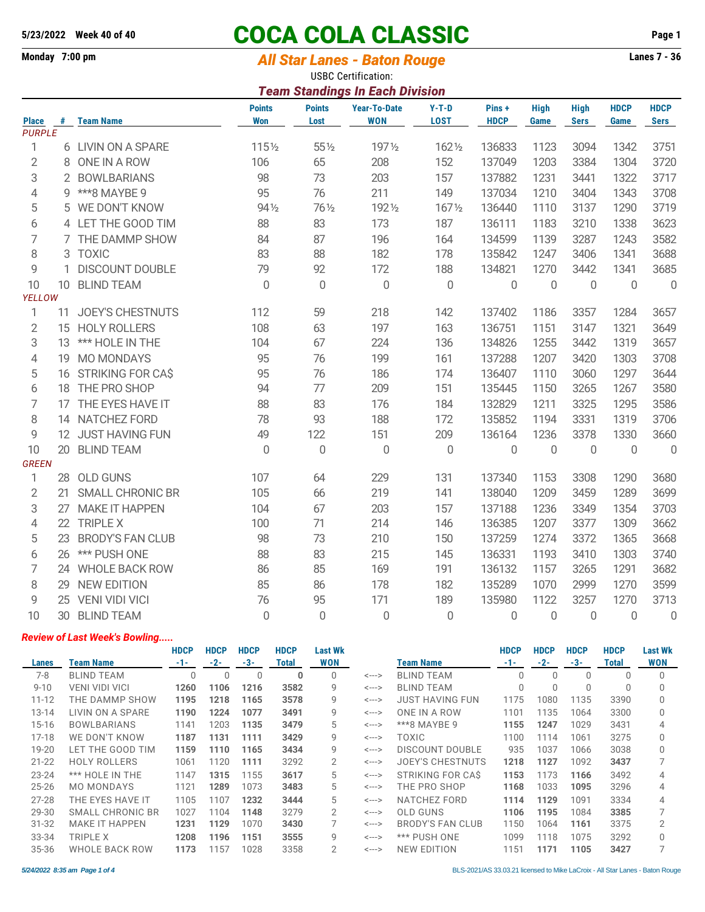5/23/2022 Week 40 of 40

# COCA COLA CLASSIC

Monday 7:00 pm

## All Star Lanes - Baton Rouge

Lanes 7 - 36

USBC Certification:

### Team Standings In Each Division

| Place | # | Team Name | Points Won | Points Lost | Year-To-Date WON | Y-T-D LOST | Pins + HDCP | High Game | High Sers | HDCP Game | HDCP Sers |
|---|---|---|---|---|---|---|---|---|---|---|---|
| *PURPLE* | | | | | | | | | | | |
| 1 | 6 | LIVIN ON A SPARE | 115½ | 55½ | 197½ | 162½ | 136833 | 1123 | 3094 | 1342 | 3751 |
| 2 | 8 | ONE IN A ROW | 106 | 65 | 208 | 152 | 137049 | 1203 | 3384 | 1304 | 3720 |
| 3 | 2 | BOWLBARIANS | 98 | 73 | 203 | 157 | 137882 | 1231 | 3441 | 1322 | 3717 |
| 4 | 9 | ***8 MAYBE 9 | 95 | 76 | 211 | 149 | 137034 | 1210 | 3404 | 1343 | 3708 |
| 5 | 5 | WE DON'T KNOW | 94½ | 76½ | 192½ | 167½ | 136440 | 1110 | 3137 | 1290 | 3719 |
| 6 | 4 | LET THE GOOD TIM | 88 | 83 | 173 | 187 | 136111 | 1183 | 3210 | 1338 | 3623 |
| 7 | 7 | THE DAMMP SHOW | 84 | 87 | 196 | 164 | 134599 | 1139 | 3287 | 1243 | 3582 |
| 8 | 3 | TOXIC | 83 | 88 | 182 | 178 | 135842 | 1247 | 3406 | 1341 | 3688 |
| 9 | 1 | DISCOUNT DOUBLE | 79 | 92 | 172 | 188 | 134821 | 1270 | 3442 | 1341 | 3685 |
| 10 | 10 | BLIND TEAM | 0 | 0 | 0 | 0 | 0 | 0 | 0 | 0 | 0 |
| *YELLOW* | | | | | | | | | | | |
| 1 | 11 | JOEY'S CHESTNUTS | 112 | 59 | 218 | 142 | 137402 | 1186 | 3357 | 1284 | 3657 |
| 2 | 15 | HOLY ROLLERS | 108 | 63 | 197 | 163 | 136751 | 1151 | 3147 | 1321 | 3649 |
| 3 | 13 | *** HOLE IN THE | 104 | 67 | 224 | 136 | 134826 | 1255 | 3442 | 1319 | 3657 |
| 4 | 19 | MO MONDAYS | 95 | 76 | 199 | 161 | 137288 | 1207 | 3420 | 1303 | 3708 |
| 5 | 16 | STRIKING FOR CA$ | 95 | 76 | 186 | 174 | 136407 | 1110 | 3060 | 1297 | 3644 |
| 6 | 18 | THE PRO SHOP | 94 | 77 | 209 | 151 | 135445 | 1150 | 3265 | 1267 | 3580 |
| 7 | 17 | THE EYES HAVE IT | 88 | 83 | 176 | 184 | 132829 | 1211 | 3325 | 1295 | 3586 |
| 8 | 14 | NATCHEZ FORD | 78 | 93 | 188 | 172 | 135852 | 1194 | 3331 | 1319 | 3706 |
| 9 | 12 | JUST HAVING FUN | 49 | 122 | 151 | 209 | 136164 | 1236 | 3378 | 1330 | 3660 |
| 10 | 20 | BLIND TEAM | 0 | 0 | 0 | 0 | 0 | 0 | 0 | 0 | 0 |
| *GREEN* | | | | | | | | | | | |
| 1 | 28 | OLD GUNS | 107 | 64 | 229 | 131 | 137340 | 1153 | 3308 | 1290 | 3680 |
| 2 | 21 | SMALL CHRONIC BR | 105 | 66 | 219 | 141 | 138040 | 1209 | 3459 | 1289 | 3699 |
| 3 | 27 | MAKE IT HAPPEN | 104 | 67 | 203 | 157 | 137188 | 1236 | 3349 | 1354 | 3703 |
| 4 | 22 | TRIPLE X | 100 | 71 | 214 | 146 | 136385 | 1207 | 3377 | 1309 | 3662 |
| 5 | 23 | BRODY'S FAN CLUB | 98 | 73 | 210 | 150 | 137259 | 1274 | 3372 | 1365 | 3668 |
| 6 | 26 | *** PUSH ONE | 88 | 83 | 215 | 145 | 136331 | 1193 | 3410 | 1303 | 3740 |
| 7 | 24 | WHOLE BACK ROW | 86 | 85 | 169 | 191 | 136132 | 1157 | 3265 | 1291 | 3682 |
| 8 | 29 | NEW EDITION | 85 | 86 | 178 | 182 | 135289 | 1070 | 2999 | 1270 | 3599 |
| 9 | 25 | VENI VIDI VICI | 76 | 95 | 171 | 189 | 135980 | 1122 | 3257 | 1270 | 3713 |
| 10 | 30 | BLIND TEAM | 0 | 0 | 0 | 0 | 0 | 0 | 0 | 0 | 0 |

### *Review of Last Week's Bowling.....*

| Lanes | Team Name | HDCP -1- | HDCP -2- | HDCP -3- | HDCP Total | Last Wk WON | | Team Name | HDCP -1- | HDCP -2- | HDCP -3- | HDCP Total | Last Wk WON |
|---|---|---|---|---|---|---|---|---|---|---|---|---|---|
| 7-8 | BLIND TEAM | 0 | 0 | 0 | **0** | 0 | <---> | BLIND TEAM | 0 | 0 | 0 | 0 | 0 |
| 9-10 | VENI VIDI VICI | **1260** | **1106** | **1216** | **3582** | 9 | <---> | BLIND TEAM | 0 | 0 | 0 | 0 | 0 |
| 11-12 | THE DAMMP SHOW | **1195** | **1218** | **1165** | **3578** | 9 | <---> | JUST HAVING FUN | 1175 | 1080 | 1135 | 3390 | 0 |
| 13-14 | LIVIN ON A SPARE | **1190** | **1224** | **1077** | **3491** | 9 | <---> | ONE IN A ROW | 1101 | 1135 | 1064 | 3300 | 0 |
| 15-16 | BOWLBARIANS | 1141 | 1203 | **1135** | **3479** | 5 | <---> | ***8 MAYBE 9 | **1155** | **1247** | 1029 | 3431 | 4 |
| 17-18 | WE DON'T KNOW | **1187** | **1131** | **1111** | **3429** | 9 | <---> | TOXIC | 1100 | 1114 | 1061 | 3275 | 0 |
| 19-20 | LET THE GOOD TIM | **1159** | **1110** | **1165** | **3434** | 9 | <---> | DISCOUNT DOUBLE | 935 | 1037 | 1066 | 3038 | 0 |
| 21-22 | HOLY ROLLERS | 1061 | 1120 | **1111** | 3292 | 2 | <---> | JOEY'S CHESTNUTS | **1218** | **1127** | 1092 | **3437** | 7 |
| 23-24 | *** HOLE IN THE | 1147 | **1315** | 1155 | **3617** | 5 | <---> | STRIKING FOR CA$ | **1153** | 1173 | **1166** | 3492 | 4 |
| 25-26 | MO MONDAYS | 1121 | **1289** | 1073 | **3483** | 5 | <---> | THE PRO SHOP | **1168** | 1033 | **1095** | 3296 | 4 |
| 27-28 | THE EYES HAVE IT | 1105 | 1107 | **1232** | **3444** | 5 | <---> | NATCHEZ FORD | **1114** | **1129** | 1091 | 3334 | 4 |
| 29-30 | SMALL CHRONIC BR | 1027 | 1104 | **1148** | 3279 | 2 | <---> | OLD GUNS | **1106** | **1195** | 1084 | **3385** | 7 |
| 31-32 | MAKE IT HAPPEN | **1231** | **1129** | 1070 | **3430** | 7 | <---> | BRODY'S FAN CLUB | 1150 | 1064 | **1161** | 3375 | 2 |
| 33-34 | TRIPLE X | **1208** | **1196** | **1151** | **3555** | 9 | <---> | *** PUSH ONE | 1099 | 1118 | 1075 | 3292 | 0 |
| 35-36 | WHOLE BACK ROW | **1173** | 1157 | 1028 | 3358 | 2 | <---> | NEW EDITION | 1151 | **1171** | **1105** | **3427** | 7 |

*5/24/2022 8:35 am*

BLS-2021/AS 33.03.21 licensed to Mike LaCroix - All Star Lanes - Baton Rouge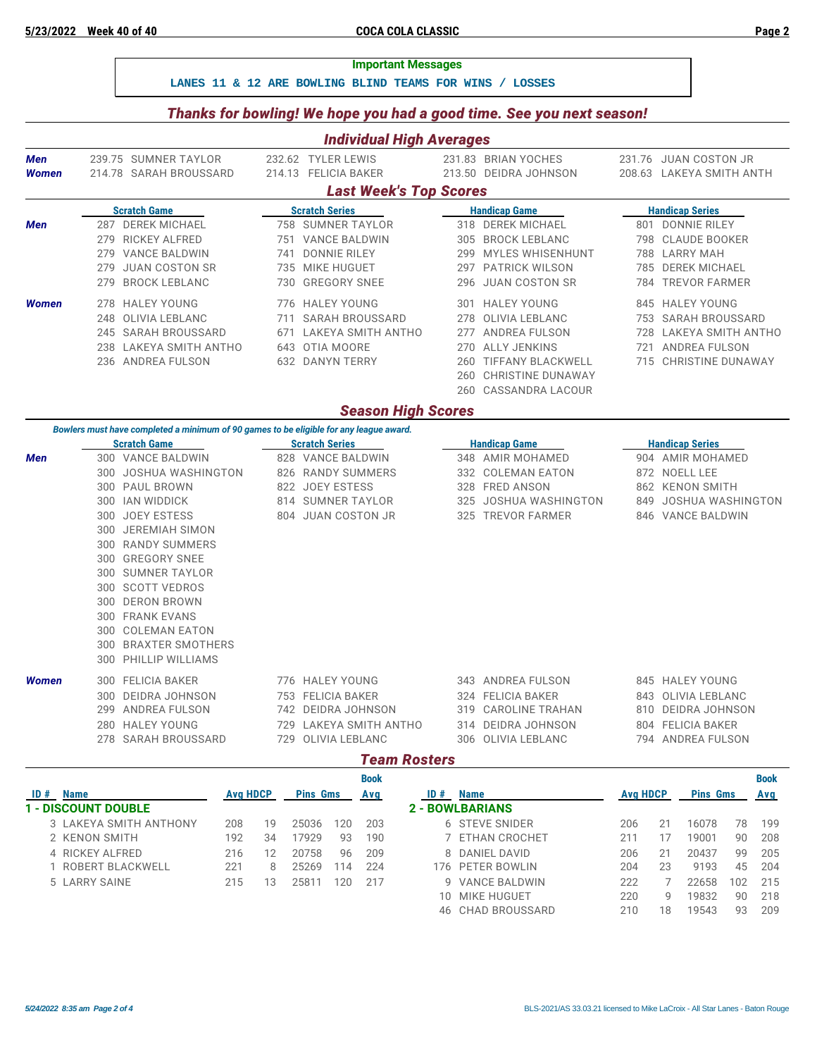**Important Messages**

**LANES 11 & 12 ARE BOWLING BLIND TEAMS FOR WINS / LOSSES**

### *Thanks for bowling! We hope you had a good time. See you next season!*

## *Individual High Averages*

| | | | | |
|---|---|---|---|---|
| **Men** | 239.75 SUMNER TAYLOR | 232.62 TYLER LEWIS | 231.83 BRIAN YOCHES | 231.76 JUAN COSTON JR |
| **Women** | 214.78 SARAH BROUSSARD | 214.13 FELICIA BAKER | 213.50 DEIDRA JOHNSON | 208.63 LAKEYA SMITH ANTH |

## *Last Week's Top Scores*

| | Scratch Game | Scratch Series | Handicap Game | Handicap Series |
|---|---|---|---|---|
| **Men** | 287 DEREK MICHAEL | 758 SUMNER TAYLOR | 318 DEREK MICHAEL | 801 DONNIE RILEY |
| | 279 RICKEY ALFRED | 751 VANCE BALDWIN | 305 BROCK LEBLANC | 798 CLAUDE BOOKER |
| | 279 VANCE BALDWIN | 741 DONNIE RILEY | 299 MYLES WHISENHUNT | 788 LARRY MAH |
| | 279 JUAN COSTON SR | 735 MIKE HUGUET | 297 PATRICK WILSON | 785 DEREK MICHAEL |
| | 279 BROCK LEBLANC | 730 GREGORY SNEE | 296 JUAN COSTON SR | 784 TREVOR FARMER |
| **Women** | 278 HALEY YOUNG | 776 HALEY YOUNG | 301 HALEY YOUNG | 845 HALEY YOUNG |
| | 248 OLIVIA LEBLANC | 711 SARAH BROUSSARD | 278 OLIVIA LEBLANC | 753 SARAH BROUSSARD |
| | 245 SARAH BROUSSARD | 671 LAKEYA SMITH ANTHO | 277 ANDREA FULSON | 728 LAKEYA SMITH ANTHO |
| | 238 LAKEYA SMITH ANTHO | 643 OTIA MOORE | 270 ALLY JENKINS | 721 ANDREA FULSON |
| | 236 ANDREA FULSON | 632 DANYN TERRY | 260 TIFFANY BLACKWELL | 715 CHRISTINE DUNAWAY |
| | | | 260 CHRISTINE DUNAWAY | |
| | | | 260 CASSANDRA LACOUR | |

## *Season High Scores*

*Bowlers must have completed a minimum of 90 games to be eligible for any league award.*

| | Scratch Game | Scratch Series | Handicap Game | Handicap Series |
|---|---|---|---|---|
| **Men** | 300 VANCE BALDWIN | 828 VANCE BALDWIN | 348 AMIR MOHAMED | 904 AMIR MOHAMED |
| | 300 JOSHUA WASHINGTON | 826 RANDY SUMMERS | 332 COLEMAN EATON | 872 NOELL LEE |
| | 300 PAUL BROWN | 822 JOEY ESTESS | 328 FRED ANSON | 862 KENON SMITH |
| | 300 IAN WIDDICK | 814 SUMNER TAYLOR | 325 JOSHUA WASHINGTON | 849 JOSHUA WASHINGTON |
| | 300 JOEY ESTESS | 804 JUAN COSTON JR | 325 TREVOR FARMER | 846 VANCE BALDWIN |
| | 300 JEREMIAH SIMON | | | |
| | 300 RANDY SUMMERS | | | |
| | 300 GREGORY SNEE | | | |
| | 300 SUMNER TAYLOR | | | |
| | 300 SCOTT VEDROS | | | |
| | 300 DERON BROWN | | | |
| | 300 FRANK EVANS | | | |
| | 300 COLEMAN EATON | | | |
| | 300 BRAXTER SMOTHERS | | | |
| | 300 PHILLIP WILLIAMS | | | |
| **Women** | 300 FELICIA BAKER | 776 HALEY YOUNG | 343 ANDREA FULSON | 845 HALEY YOUNG |
| | 300 DEIDRA JOHNSON | 753 FELICIA BAKER | 324 FELICIA BAKER | 843 OLIVIA LEBLANC |
| | 299 ANDREA FULSON | 742 DEIDRA JOHNSON | 319 CAROLINE TRAHAN | 810 DEIDRA JOHNSON |
| | 280 HALEY YOUNG | 729 LAKEYA SMITH ANTHO | 314 DEIDRA JOHNSON | 804 FELICIA BAKER |
| | 278 SARAH BROUSSARD | 729 OLIVIA LEBLANC | 306 OLIVIA LEBLANC | 794 ANDREA FULSON |

## *Team Rosters*

**1 - DISCOUNT DOUBLE**

| ID # | Name | Avg | HDCP | Pins | Gms | Book Avg |
|---|---|---|---|---|---|---|
| 3 | LAKEYA SMITH ANTHONY | 208 | 19 | 25036 | 120 | 203 |
| 2 | KENON SMITH | 192 | 34 | 17929 | 93 | 190 |
| 4 | RICKEY ALFRED | 216 | 12 | 20758 | 96 | 209 |
| 1 | ROBERT BLACKWELL | 221 | 8 | 25269 | 114 | 224 |
| 5 | LARRY SAINE | 215 | 13 | 25811 | 120 | 217 |

**2 - BOWLBARIANS**

| ID # | Name | Avg | HDCP | Pins | Gms | Book Avg |
|---|---|---|---|---|---|---|
| 6 | STEVE SNIDER | 206 | 21 | 16078 | 78 | 199 |
| 7 | ETHAN CROCHET | 211 | 17 | 19001 | 90 | 208 |
| 8 | DANIEL DAVID | 206 | 21 | 20437 | 99 | 205 |
| 176 | PETER BOWLIN | 204 | 23 | 9193 | 45 | 204 |
| 9 | VANCE BALDWIN | 222 | 7 | 22658 | 102 | 215 |
| 10 | MIKE HUGUET | 220 | 9 | 19832 | 90 | 218 |
| 46 | CHAD BROUSSARD | 210 | 18 | 19543 | 93 | 209 |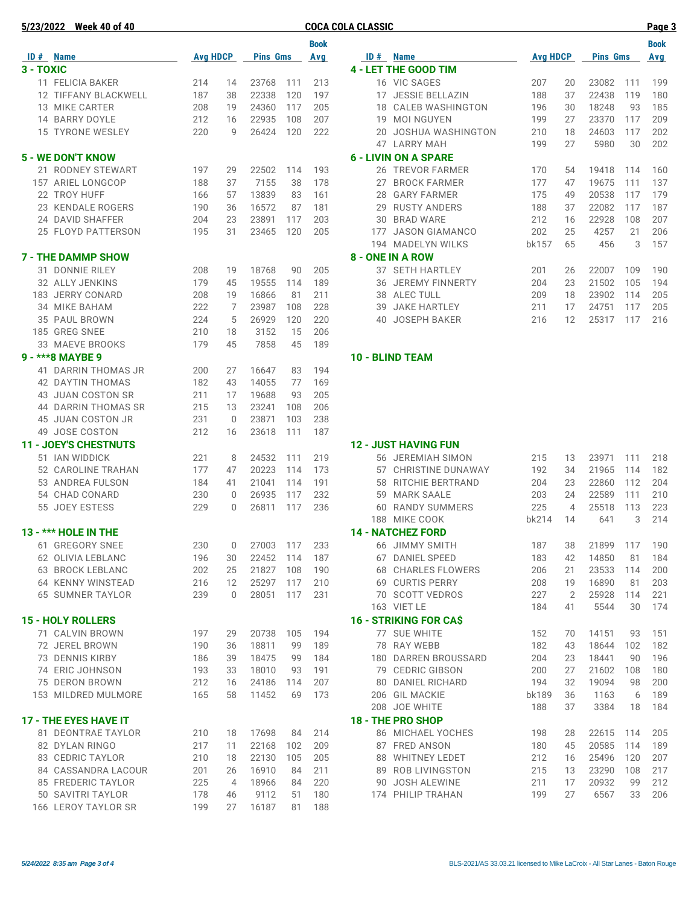# COCA COLA CLASSIC

5/23/2022 Week 40 of 40

### 3 - TOXIC

| ID # | Name | Avg | HDCP | Pins | Gms | Book Avg |
|---|---|---|---|---|---|---|
| 11 | FELICIA BAKER | 214 | 14 | 23768 | 111 | 213 |
| 12 | TIFFANY BLACKWELL | 187 | 38 | 22338 | 120 | 197 |
| 13 | MIKE CARTER | 208 | 19 | 24360 | 117 | 205 |
| 14 | BARRY DOYLE | 212 | 16 | 22935 | 108 | 207 |
| 15 | TYRONE WESLEY | 220 | 9 | 26424 | 120 | 222 |

### 4 - LET THE GOOD TIM

| ID # | Name | Avg | HDCP | Pins | Gms | Book Avg |
|---|---|---|---|---|---|---|
| 16 | VIC SAGES | 207 | 20 | 23082 | 111 | 199 |
| 17 | JESSIE BELLAZIN | 188 | 37 | 22438 | 119 | 180 |
| 18 | CALEB WASHINGTON | 196 | 30 | 18248 | 93 | 185 |
| 19 | MOI NGUYEN | 199 | 27 | 23370 | 117 | 209 |
| 20 | JOSHUA WASHINGTON | 210 | 18 | 24603 | 117 | 202 |
| 47 | LARRY MAH | 199 | 27 | 5980 | 30 | 202 |

### 5 - WE DON'T KNOW

| ID # | Name | Avg | HDCP | Pins | Gms | Book Avg |
|---|---|---|---|---|---|---|
| 21 | RODNEY STEWART | 197 | 29 | 22502 | 114 | 193 |
| 157 | ARIEL LONGCOP | 188 | 37 | 7155 | 38 | 178 |
| 22 | TROY HUFF | 166 | 57 | 13839 | 83 | 161 |
| 23 | KENDALE ROGERS | 190 | 36 | 16572 | 87 | 181 |
| 24 | DAVID SHAFFER | 204 | 23 | 23891 | 117 | 203 |
| 25 | FLOYD PATTERSON | 195 | 31 | 23465 | 120 | 205 |

### 6 - LIVIN ON A SPARE

| ID # | Name | Avg | HDCP | Pins | Gms | Book Avg |
|---|---|---|---|---|---|---|
| 26 | TREVOR FARMER | 170 | 54 | 19418 | 114 | 160 |
| 27 | BROCK FARMER | 177 | 47 | 19675 | 111 | 137 |
| 28 | GARY FARMER | 175 | 49 | 20538 | 117 | 179 |
| 29 | RUSTY ANDERS | 188 | 37 | 22082 | 117 | 187 |
| 30 | BRAD WARE | 212 | 16 | 22928 | 108 | 207 |
| 177 | JASON GIAMANCO | 202 | 25 | 4257 | 21 | 206 |
| 194 | MADELYN WILKS | bk157 | 65 | 456 | 3 | 157 |

### 7 - THE DAMMP SHOW

| ID # | Name | Avg | HDCP | Pins | Gms | Book Avg |
|---|---|---|---|---|---|---|
| 31 | DONNIE RILEY | 208 | 19 | 18768 | 90 | 205 |
| 32 | ALLY JENKINS | 179 | 45 | 19555 | 114 | 189 |
| 183 | JERRY CONARD | 208 | 19 | 16866 | 81 | 211 |
| 34 | MIKE BAHAM | 222 | 7 | 23987 | 108 | 228 |
| 35 | PAUL BROWN | 224 | 5 | 26929 | 120 | 220 |
| 185 | GREG SNEE | 210 | 18 | 3152 | 15 | 206 |
| 33 | MAEVE BROOKS | 179 | 45 | 7858 | 45 | 189 |

### 8 - ONE IN A ROW

| ID # | Name | Avg | HDCP | Pins | Gms | Book Avg |
|---|---|---|---|---|---|---|
| 37 | SETH HARTLEY | 201 | 26 | 22007 | 109 | 190 |
| 36 | JEREMY FINNERTY | 204 | 23 | 21502 | 105 | 194 |
| 38 | ALEC TULL | 209 | 18 | 23902 | 114 | 205 |
| 39 | JAKE HARTLEY | 211 | 17 | 24751 | 117 | 205 |
| 40 | JOSEPH BAKER | 216 | 12 | 25317 | 117 | 216 |

### 9 - ***8 MAYBE 9

| ID # | Name | Avg | HDCP | Pins | Gms | Book Avg |
|---|---|---|---|---|---|---|
| 41 | DARRIN THOMAS JR | 200 | 27 | 16647 | 83 | 194 |
| 42 | DAYTIN THOMAS | 182 | 43 | 14055 | 77 | 169 |
| 43 | JUAN COSTON SR | 211 | 17 | 19688 | 93 | 205 |
| 44 | DARRIN THOMAS SR | 215 | 13 | 23241 | 108 | 206 |
| 45 | JUAN COSTON JR | 231 | 0 | 23871 | 103 | 238 |
| 49 | JOSE COSTON | 212 | 16 | 23618 | 111 | 187 |

### 10 - BLIND TEAM

### 11 - JOEY'S CHESTNUTS

| ID # | Name | Avg | HDCP | Pins | Gms | Book Avg |
|---|---|---|---|---|---|---|
| 51 | IAN WIDDICK | 221 | 8 | 24532 | 111 | 219 |
| 52 | CAROLINE TRAHAN | 177 | 47 | 20223 | 114 | 173 |
| 53 | ANDREA FULSON | 184 | 41 | 21041 | 114 | 191 |
| 54 | CHAD CONARD | 230 | 0 | 26935 | 117 | 232 |
| 55 | JOEY ESTESS | 229 | 0 | 26811 | 117 | 236 |

### 12 - JUST HAVING FUN

| ID # | Name | Avg | HDCP | Pins | Gms | Book Avg |
|---|---|---|---|---|---|---|
| 56 | JEREMIAH SIMON | 215 | 13 | 23971 | 111 | 218 |
| 57 | CHRISTINE DUNAWAY | 192 | 34 | 21965 | 114 | 182 |
| 58 | RITCHIE BERTRAND | 204 | 23 | 22860 | 112 | 204 |
| 59 | MARK SAALE | 203 | 24 | 22589 | 111 | 210 |
| 60 | RANDY SUMMERS | 225 | 4 | 25518 | 113 | 223 |
| 188 | MIKE COOK | bk214 | 14 | 641 | 3 | 214 |

### 13 - *** HOLE IN THE

| ID # | Name | Avg | HDCP | Pins | Gms | Book Avg |
|---|---|---|---|---|---|---|
| 61 | GREGORY SNEE | 230 | 0 | 27003 | 117 | 233 |
| 62 | OLIVIA LEBLANC | 196 | 30 | 22452 | 114 | 187 |
| 63 | BROCK LEBLANC | 202 | 25 | 21827 | 108 | 190 |
| 64 | KENNY WINSTEAD | 216 | 12 | 25297 | 117 | 210 |
| 65 | SUMNER TAYLOR | 239 | 0 | 28051 | 117 | 231 |

### 14 - NATCHEZ FORD

| ID # | Name | Avg | HDCP | Pins | Gms | Book Avg |
|---|---|---|---|---|---|---|
| 66 | JIMMY SMITH | 187 | 38 | 21899 | 117 | 190 |
| 67 | DANIEL SPEED | 183 | 42 | 14850 | 81 | 184 |
| 68 | CHARLES FLOWERS | 206 | 21 | 23533 | 114 | 200 |
| 69 | CURTIS PERRY | 208 | 19 | 16890 | 81 | 203 |
| 70 | SCOTT VEDROS | 227 | 2 | 25928 | 114 | 221 |
| 163 | VIET LE | 184 | 41 | 5544 | 30 | 174 |

### 15 - HOLY ROLLERS

| ID # | Name | Avg | HDCP | Pins | Gms | Book Avg |
|---|---|---|---|---|---|---|
| 71 | CALVIN BROWN | 197 | 29 | 20738 | 105 | 194 |
| 72 | JEREL BROWN | 190 | 36 | 18811 | 99 | 189 |
| 73 | DENNIS KIRBY | 186 | 39 | 18475 | 99 | 184 |
| 74 | ERIC JOHNSON | 193 | 33 | 18010 | 93 | 191 |
| 75 | DERON BROWN | 212 | 16 | 24186 | 114 | 207 |
| 153 | MILDRED MULMORE | 165 | 58 | 11452 | 69 | 173 |

### 16 - STRIKING FOR CA$

| ID # | Name | Avg | HDCP | Pins | Gms | Book Avg |
|---|---|---|---|---|---|---|
| 77 | SUE WHITE | 152 | 70 | 14151 | 93 | 151 |
| 78 | RAY WEBB | 182 | 43 | 18644 | 102 | 182 |
| 180 | DARREN BROUSSARD | 204 | 23 | 18441 | 90 | 196 |
| 79 | CEDRIC GIBSON | 200 | 27 | 21602 | 108 | 180 |
| 80 | DANIEL RICHARD | 194 | 32 | 19094 | 98 | 200 |
| 206 | GIL MACKIE | bk189 | 36 | 1163 | 6 | 189 |
| 208 | JOE WHITE | 188 | 37 | 3384 | 18 | 184 |

### 17 - THE EYES HAVE IT

| ID # | Name | Avg | HDCP | Pins | Gms | Book Avg |
|---|---|---|---|---|---|---|
| 81 | DEONTRAE TAYLOR | 210 | 18 | 17698 | 84 | 214 |
| 82 | DYLAN RINGO | 217 | 11 | 22168 | 102 | 209 |
| 83 | CEDRIC TAYLOR | 210 | 18 | 22130 | 105 | 205 |
| 84 | CASSANDRA LACOUR | 201 | 26 | 16910 | 84 | 211 |
| 85 | FREDERIC TAYLOR | 225 | 4 | 18966 | 84 | 220 |
| 50 | SAVITRI TAYLOR | 178 | 46 | 9112 | 51 | 180 |
| 166 | LEROY TAYLOR SR | 199 | 27 | 16187 | 81 | 188 |

### 18 - THE PRO SHOP

| ID # | Name | Avg | HDCP | Pins | Gms | Book Avg |
|---|---|---|---|---|---|---|
| 86 | MICHAEL YOCHES | 198 | 28 | 22615 | 114 | 205 |
| 87 | FRED ANSON | 180 | 45 | 20585 | 114 | 189 |
| 88 | WHITNEY LEDET | 212 | 16 | 25496 | 120 | 207 |
| 89 | ROB LIVINGSTON | 215 | 13 | 23290 | 108 | 217 |
| 90 | JOSH ALEWINE | 211 | 17 | 20932 | 99 | 212 |
| 174 | PHILIP TRAHAN | 199 | 27 | 6567 | 33 | 206 |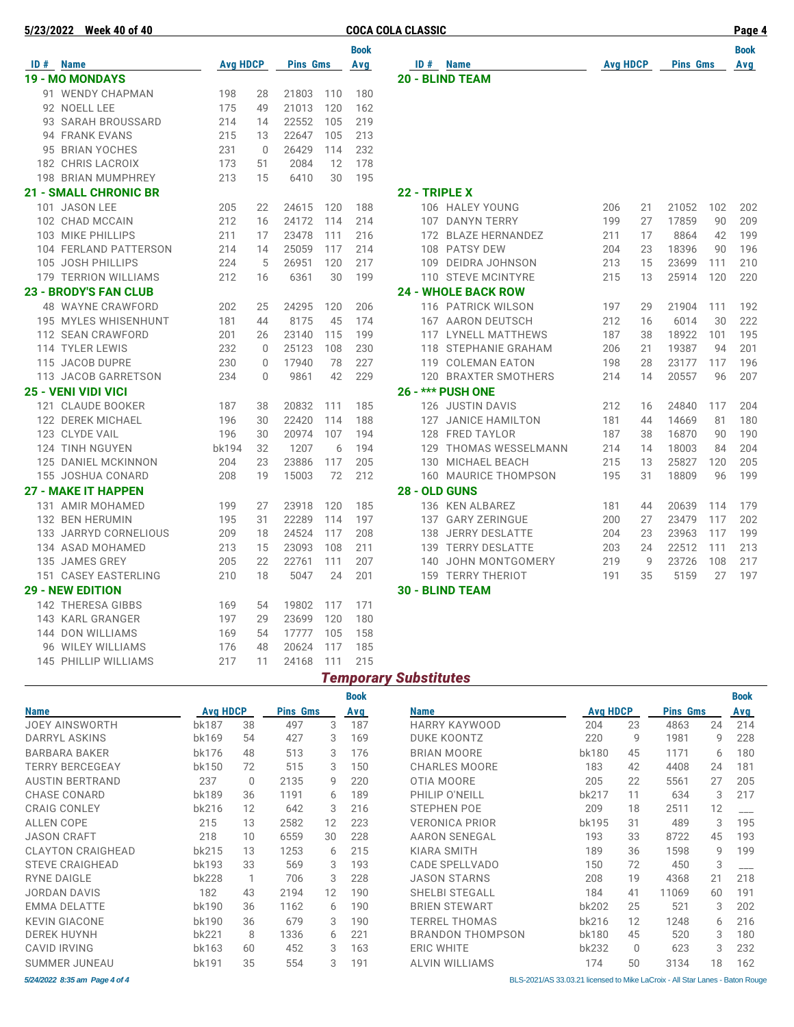## COCA COLA CLASSIC

5/23/2022 Week 40 of 40

### 19 - MO MONDAYS

| ID # | Name | Avg | HDCP | Pins | Gms | Book Avg |
|---|---|---|---|---|---|---|
| 91 | WENDY CHAPMAN | 198 | 28 | 21803 | 110 | 180 |
| 92 | NOELL LEE | 175 | 49 | 21013 | 120 | 162 |
| 93 | SARAH BROUSSARD | 214 | 14 | 22552 | 105 | 219 |
| 94 | FRANK EVANS | 215 | 13 | 22647 | 105 | 213 |
| 95 | BRIAN YOCHES | 231 | 0 | 26429 | 114 | 232 |
| 182 | CHRIS LACROIX | 173 | 51 | 2084 | 12 | 178 |
| 198 | BRIAN MUMPHREY | 213 | 15 | 6410 | 30 | 195 |

### 20 - BLIND TEAM

### 21 - SMALL CHRONIC BR

| ID # | Name | Avg | HDCP | Pins | Gms | Book Avg |
|---|---|---|---|---|---|---|
| 101 | JASON LEE | 205 | 22 | 24615 | 120 | 188 |
| 102 | CHAD MCCAIN | 212 | 16 | 24172 | 114 | 214 |
| 103 | MIKE PHILLIPS | 211 | 17 | 23478 | 111 | 216 |
| 104 | FERLAND PATTERSON | 214 | 14 | 25059 | 117 | 214 |
| 105 | JOSH PHILLIPS | 224 | 5 | 26951 | 120 | 217 |
| 179 | TERRION WILLIAMS | 212 | 16 | 6361 | 30 | 199 |

### 22 - TRIPLE X

| ID # | Name | Avg | HDCP | Pins | Gms | Book Avg |
|---|---|---|---|---|---|---|
| 106 | HALEY YOUNG | 206 | 21 | 21052 | 102 | 202 |
| 107 | DANYN TERRY | 199 | 27 | 17859 | 90 | 209 |
| 172 | BLAZE HERNANDEZ | 211 | 17 | 8864 | 42 | 199 |
| 108 | PATSY DEW | 204 | 23 | 18396 | 90 | 196 |
| 109 | DEIDRA JOHNSON | 213 | 15 | 23699 | 111 | 210 |
| 110 | STEVE MCINTYRE | 215 | 13 | 25914 | 120 | 220 |

### 23 - BRODY'S FAN CLUB

| ID # | Name | Avg | HDCP | Pins | Gms | Book Avg |
|---|---|---|---|---|---|---|
| 48 | WAYNE CRAWFORD | 202 | 25 | 24295 | 120 | 206 |
| 195 | MYLES WHISENHUNT | 181 | 44 | 8175 | 45 | 174 |
| 112 | SEAN CRAWFORD | 201 | 26 | 23140 | 115 | 199 |
| 114 | TYLER LEWIS | 232 | 0 | 25123 | 108 | 230 |
| 115 | JACOB DUPRE | 230 | 0 | 17940 | 78 | 227 |
| 113 | JACOB GARRETSON | 234 | 0 | 9861 | 42 | 229 |

### 24 - WHOLE BACK ROW

| ID # | Name | Avg | HDCP | Pins | Gms | Book Avg |
|---|---|---|---|---|---|---|
| 116 | PATRICK WILSON | 197 | 29 | 21904 | 111 | 192 |
| 167 | AARON DEUTSCH | 212 | 16 | 6014 | 30 | 222 |
| 117 | LYNELL MATTHEWS | 187 | 38 | 18922 | 101 | 195 |
| 118 | STEPHANIE GRAHAM | 206 | 21 | 19387 | 94 | 201 |
| 119 | COLEMAN EATON | 198 | 28 | 23177 | 117 | 196 |
| 120 | BRAXTER SMOTHERS | 214 | 14 | 20557 | 96 | 207 |

### 25 - VENI VIDI VICI

| ID # | Name | Avg | HDCP | Pins | Gms | Book Avg |
|---|---|---|---|---|---|---|
| 121 | CLAUDE BOOKER | 187 | 38 | 20832 | 111 | 185 |
| 122 | DEREK MICHAEL | 196 | 30 | 22420 | 114 | 188 |
| 123 | CLYDE VAIL | 196 | 30 | 20974 | 107 | 194 |
| 124 | TINH NGUYEN | bk194 | 32 | 1207 | 6 | 194 |
| 125 | DANIEL MCKINNON | 204 | 23 | 23886 | 117 | 205 |
| 155 | JOSHUA CONARD | 208 | 19 | 15003 | 72 | 212 |

### 26 - *** PUSH ONE

| ID # | Name | Avg | HDCP | Pins | Gms | Book Avg |
|---|---|---|---|---|---|---|
| 126 | JUSTIN DAVIS | 212 | 16 | 24840 | 117 | 204 |
| 127 | JANICE HAMILTON | 181 | 44 | 14669 | 81 | 180 |
| 128 | FRED TAYLOR | 187 | 38 | 16870 | 90 | 190 |
| 129 | THOMAS WESSELMANN | 214 | 14 | 18003 | 84 | 204 |
| 130 | MICHAEL BEACH | 215 | 13 | 25827 | 120 | 205 |
| 160 | MAURICE THOMPSON | 195 | 31 | 18809 | 96 | 199 |

### 27 - MAKE IT HAPPEN

| ID # | Name | Avg | HDCP | Pins | Gms | Book Avg |
|---|---|---|---|---|---|---|
| 131 | AMIR MOHAMED | 199 | 27 | 23918 | 120 | 185 |
| 132 | BEN HERUMIN | 195 | 31 | 22289 | 114 | 197 |
| 133 | JARRYD CORNELIOUS | 209 | 18 | 24524 | 117 | 208 |
| 134 | ASAD MOHAMED | 213 | 15 | 23093 | 108 | 211 |
| 135 | JAMES GREY | 205 | 22 | 22761 | 111 | 207 |
| 151 | CASEY EASTERLING | 210 | 18 | 5047 | 24 | 201 |

### 28 - OLD GUNS

| ID # | Name | Avg | HDCP | Pins | Gms | Book Avg |
|---|---|---|---|---|---|---|
| 136 | KEN ALBAREZ | 181 | 44 | 20639 | 114 | 179 |
| 137 | GARY ZERINGUE | 200 | 27 | 23479 | 117 | 202 |
| 138 | JERRY DESLATTE | 204 | 23 | 23963 | 117 | 199 |
| 139 | TERRY DESLATTE | 203 | 24 | 22512 | 111 | 213 |
| 140 | JOHN MONTGOMERY | 219 | 9 | 23726 | 108 | 217 |
| 159 | TERRY THERIOT | 191 | 35 | 5159 | 27 | 197 |

### 29 - NEW EDITION

| ID # | Name | Avg | HDCP | Pins | Gms | Book Avg |
|---|---|---|---|---|---|---|
| 142 | THERESA GIBBS | 169 | 54 | 19802 | 117 | 171 |
| 143 | KARL GRANGER | 197 | 29 | 23699 | 120 | 180 |
| 144 | DON WILLIAMS | 169 | 54 | 17777 | 105 | 158 |
| 96 | WILEY WILLIAMS | 176 | 48 | 20624 | 117 | 185 |
| 145 | PHILLIP WILLIAMS | 217 | 11 | 24168 | 111 | 215 |

### 30 - BLIND TEAM

## *Temporary Substitutes*

| Name | Avg | HDCP | Pins | Gms | Book Avg |
|---|---|---|---|---|---|
| JOEY AINSWORTH | bk187 | 38 | 497 | 3 | 187 |
| DARRYL ASKINS | bk169 | 54 | 427 | 3 | 169 |
| BARBARA BAKER | bk176 | 48 | 513 | 3 | 176 |
| TERRY BERCEGEAY | bk150 | 72 | 515 | 3 | 150 |
| AUSTIN BERTRAND | 237 | 0 | 2135 | 9 | 220 |
| CHASE CONARD | bk189 | 36 | 1191 | 6 | 189 |
| CRAIG CONLEY | bk216 | 12 | 642 | 3 | 216 |
| ALLEN COPE | 215 | 13 | 2582 | 12 | 223 |
| JASON CRAFT | 218 | 10 | 6559 | 30 | 228 |
| CLAYTON CRAIGHEAD | bk215 | 13 | 1253 | 6 | 215 |
| STEVE CRAIGHEAD | bk193 | 33 | 569 | 3 | 193 |
| RYNE DAIGLE | bk228 | 1 | 706 | 3 | 228 |
| JORDAN DAVIS | 182 | 43 | 2194 | 12 | 190 |
| EMMA DELATTE | bk190 | 36 | 1162 | 6 | 190 |
| KEVIN GIACONE | bk190 | 36 | 679 | 3 | 190 |
| DEREK HUYNH | bk221 | 8 | 1336 | 6 | 221 |
| CAVID IRVING | bk163 | 60 | 452 | 3 | 163 |
| SUMMER JUNEAU | bk191 | 35 | 554 | 3 | 191 |
| HARRY KAYWOOD | 204 | 23 | 4863 | 24 | 214 |
| DUKE KOONTZ | 220 | 9 | 1981 | 9 | 228 |
| BRIAN MOORE | bk180 | 45 | 1171 | 6 | 180 |
| CHARLES MOORE | 183 | 42 | 4408 | 24 | 181 |
| OTIA MOORE | 205 | 22 | 5561 | 27 | 205 |
| PHILIP O'NEILL | bk217 | 11 | 634 | 3 | 217 |
| STEPHEN POE | 209 | 18 | 2511 | 12 | ___ |
| VERONICA PRIOR | bk195 | 31 | 489 | 3 | 195 |
| AARON SENEGAL | 193 | 33 | 8722 | 45 | 193 |
| KIARA SMITH | 189 | 36 | 1598 | 9 | 199 |
| CADE SPELLVADO | 150 | 72 | 450 | 3 | ___ |
| JASON STARNS | 208 | 19 | 4368 | 21 | 218 |
| SHELBI STEGALL | 184 | 41 | 11069 | 60 | 191 |
| BRIEN STEWART | bk202 | 25 | 521 | 3 | 202 |
| TERREL THOMAS | bk216 | 12 | 1248 | 6 | 216 |
| BRANDON THOMPSON | bk180 | 45 | 520 | 3 | 180 |
| ERIC WHITE | bk232 | 0 | 623 | 3 | 232 |
| ALVIN WILLIAMS | 174 | 50 | 3134 | 18 | 162 |

*5/24/2022 8:35 am*

BLS-2021/AS 33.03.21 licensed to Mike LaCroix - All Star Lanes - Baton Rouge